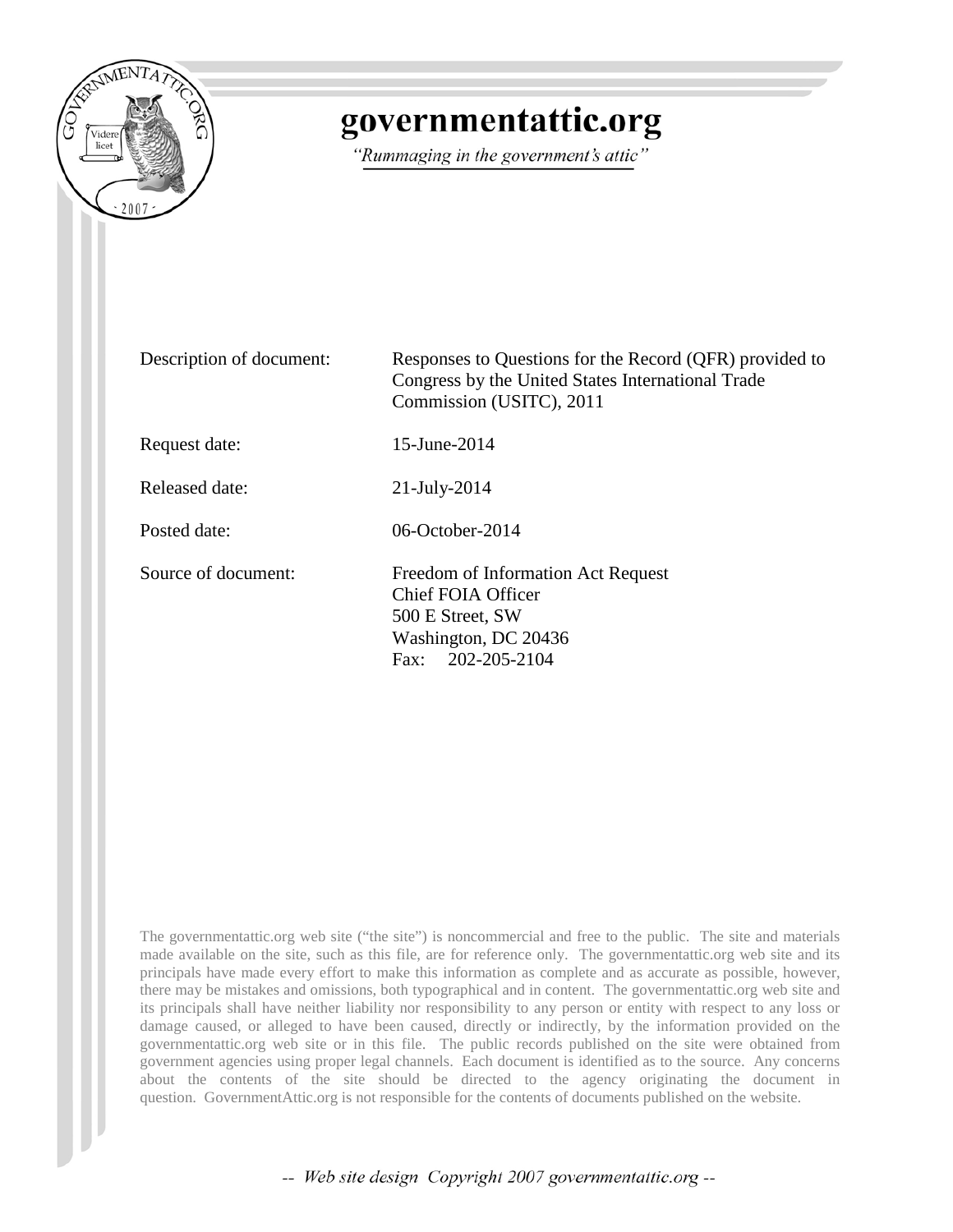# governmentattic.org

*"Rummaging in the government's attic"*

| | |
|---|---|
| Description of document: | Responses to Questions for the Record (QFR) provided to Congress by the United States International Trade Commission (USITC), 2011 |
| Request date: | 15-June-2014 |
| Released date: | 21-July-2014 |
| Posted date: | 06-October-2014 |
| Source of document: | Freedom of Information Act Request<br>Chief FOIA Officer<br>500 E Street, SW<br>Washington, DC 20436<br>Fax: 202-205-2104 |

The governmentattic.org web site ("the site") is noncommercial and free to the public. The site and materials made available on the site, such as this file, are for reference only. The governmentattic.org web site and its principals have made every effort to make this information as complete and as accurate as possible, however, there may be mistakes and omissions, both typographical and in content. The governmentattic.org web site and its principals shall have neither liability nor responsibility to any person or entity with respect to any loss or damage caused, or alleged to have been caused, directly or indirectly, by the information provided on the governmentattic.org web site or in this file. The public records published on the site were obtained from government agencies using proper legal channels. Each document is identified as to the source. Any concerns about the contents of the site should be directed to the agency originating the document in question. GovernmentAttic.org is not responsible for the contents of documents published on the website.

*-- Web site design Copyright 2007 governmentattic.org --*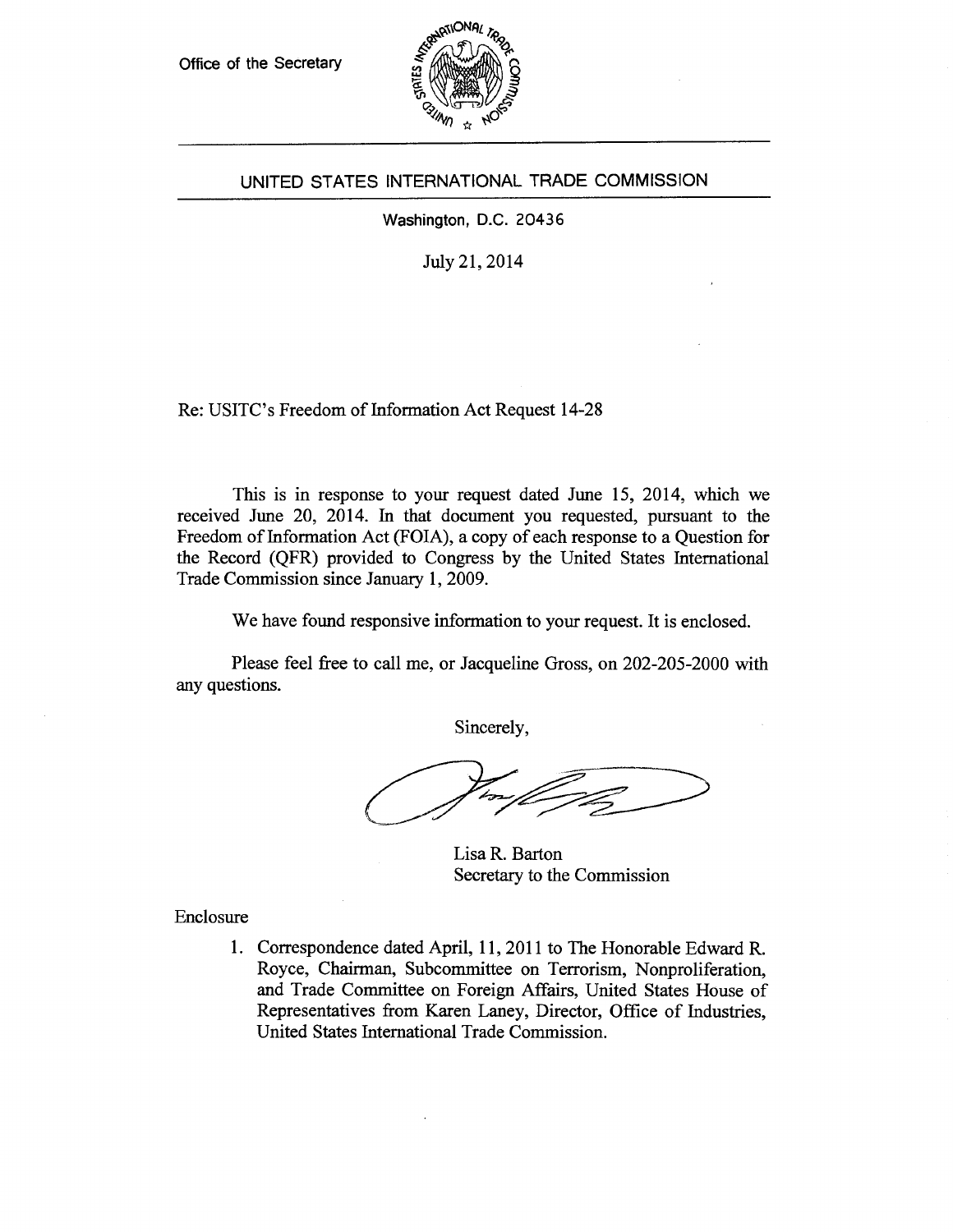Office of the Secretary

UNITED STATES INTERNATIONAL TRADE COMMISSION

Washington, D.C. 20436

July 21, 2014

Re: USITC's Freedom of Information Act Request 14-28

This is in response to your request dated June 15, 2014, which we received June 20, 2014. In that document you requested, pursuant to the Freedom of Information Act (FOIA), a copy of each response to a Question for the Record (QFR) provided to Congress by the United States International Trade Commission since January 1, 2009.

We have found responsive information to your request. It is enclosed.

Please feel free to call me, or Jacqueline Gross, on 202-205-2000 with any questions.

Sincerely,

Lisa R. Barton
Secretary to the Commission

Enclosure

1. Correspondence dated April, 11, 2011 to The Honorable Edward R. Royce, Chairman, Subcommittee on Terrorism, Nonproliferation, and Trade Committee on Foreign Affairs, United States House of Representatives from Karen Laney, Director, Office of Industries, United States International Trade Commission.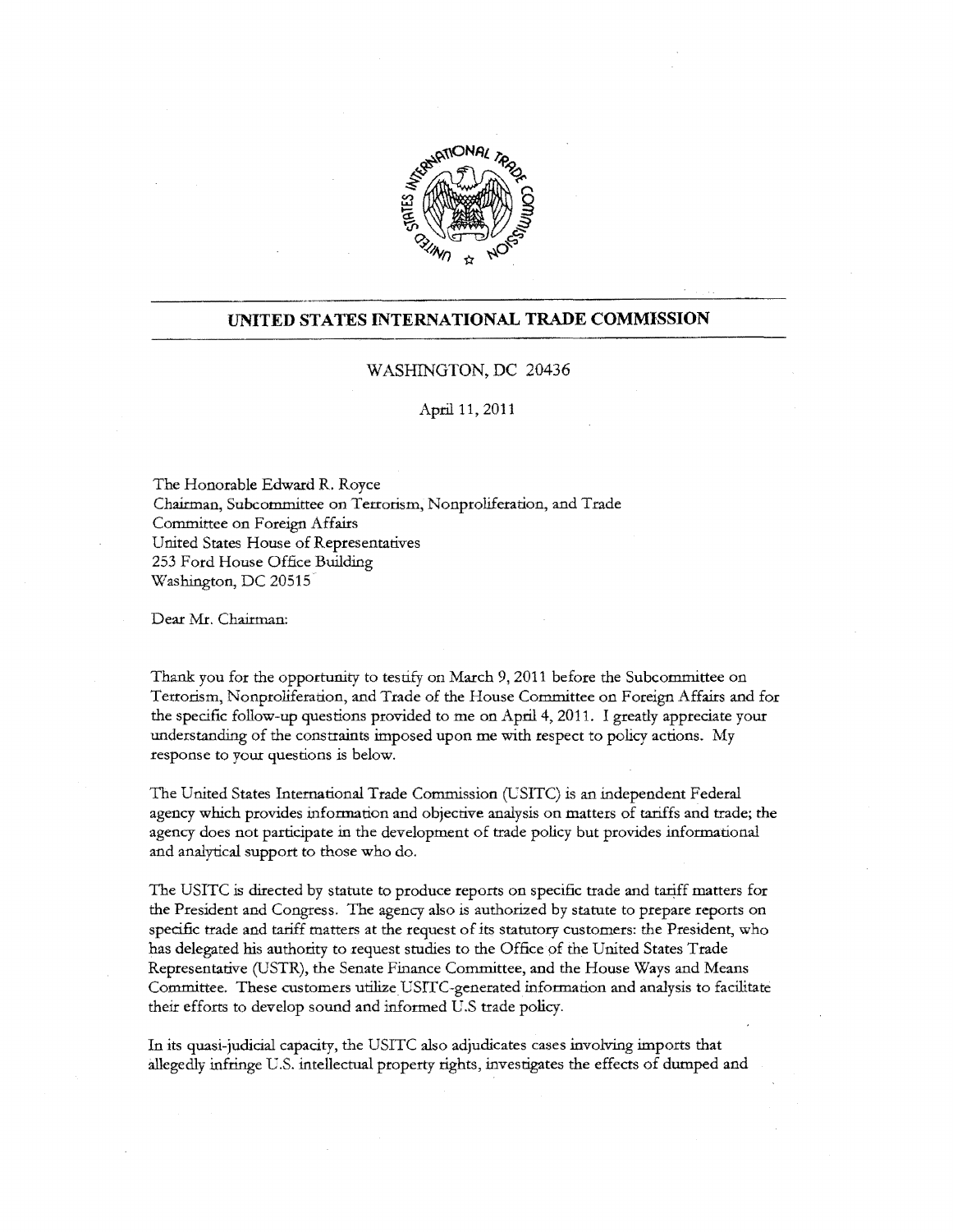## UNITED STATES INTERNATIONAL TRADE COMMISSION

WASHINGTON, DC 20436

April 11, 2011

The Honorable Edward R. Royce
Chairman, Subcommittee on Terrorism, Nonproliferation, and Trade
Committee on Foreign Affairs
United States House of Representatives
253 Ford House Office Building
Washington, DC 20515

Dear Mr. Chairman:

Thank you for the opportunity to testify on March 9, 2011 before the Subcommittee on Terrorism, Nonproliferation, and Trade of the House Committee on Foreign Affairs and for the specific follow-up questions provided to me on April 4, 2011. I greatly appreciate your understanding of the constraints imposed upon me with respect to policy actions. My response to your questions is below.

The United States International Trade Commission (USITC) is an independent Federal agency which provides information and objective analysis on matters of tariffs and trade; the agency does not participate in the development of trade policy but provides informational and analytical support to those who do.

The USITC is directed by statute to produce reports on specific trade and tariff matters for the President and Congress. The agency also is authorized by statute to prepare reports on specific trade and tariff matters at the request of its statutory customers: the President, who has delegated his authority to request studies to the Office of the United States Trade Representative (USTR), the Senate Finance Committee, and the House Ways and Means Committee. These customers utilize USITC-generated information and analysis to facilitate their efforts to develop sound and informed U.S trade policy.

In its quasi-judicial capacity, the USITC also adjudicates cases involving imports that allegedly infringe U.S. intellectual property rights, investigates the effects of dumped and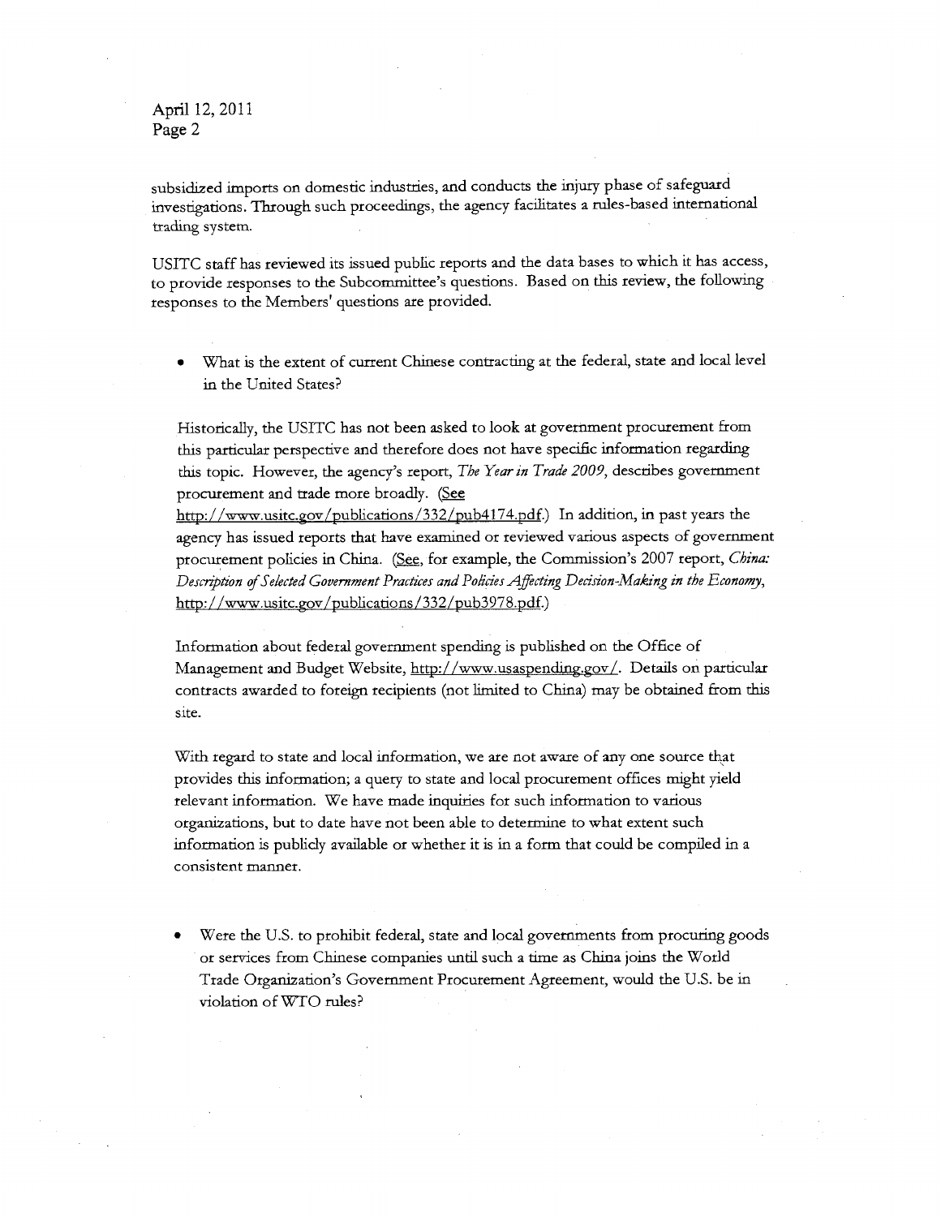subsidized imports on domestic industries, and conducts the injury phase of safeguard investigations. Through such proceedings, the agency facilitates a rules-based international trading system.

USITC staff has reviewed its issued public reports and the data bases to which it has access, to provide responses to the Subcommittee's questions. Based on this review, the following responses to the Members' questions are provided.

- What is the extent of current Chinese contracting at the federal, state and local level in the United States?

Historically, the USITC has not been asked to look at government procurement from this particular perspective and therefore does not have specific information regarding this topic. However, the agency's report, *The Year in Trade 2009*, describes government procurement and trade more broadly. (See http://www.usitc.gov/publications/332/pub4174.pdf.) In addition, in past years the agency has issued reports that have examined or reviewed various aspects of government procurement policies in China. (See, for example, the Commission's 2007 report, *China: Description of Selected Government Practices and Policies Affecting Decision-Making in the Economy*, http://www.usitc.gov/publications/332/pub3978.pdf.)

Information about federal government spending is published on the Office of Management and Budget Website, http://www.usaspending.gov/. Details on particular contracts awarded to foreign recipients (not limited to China) may be obtained from this site.

With regard to state and local information, we are not aware of any one source that provides this information; a query to state and local procurement offices might yield relevant information. We have made inquiries for such information to various organizations, but to date have not been able to determine to what extent such information is publicly available or whether it is in a form that could be compiled in a consistent manner.

- Were the U.S. to prohibit federal, state and local governments from procuring goods or services from Chinese companies until such a time as China joins the World Trade Organization's Government Procurement Agreement, would the U.S. be in violation of WTO rules?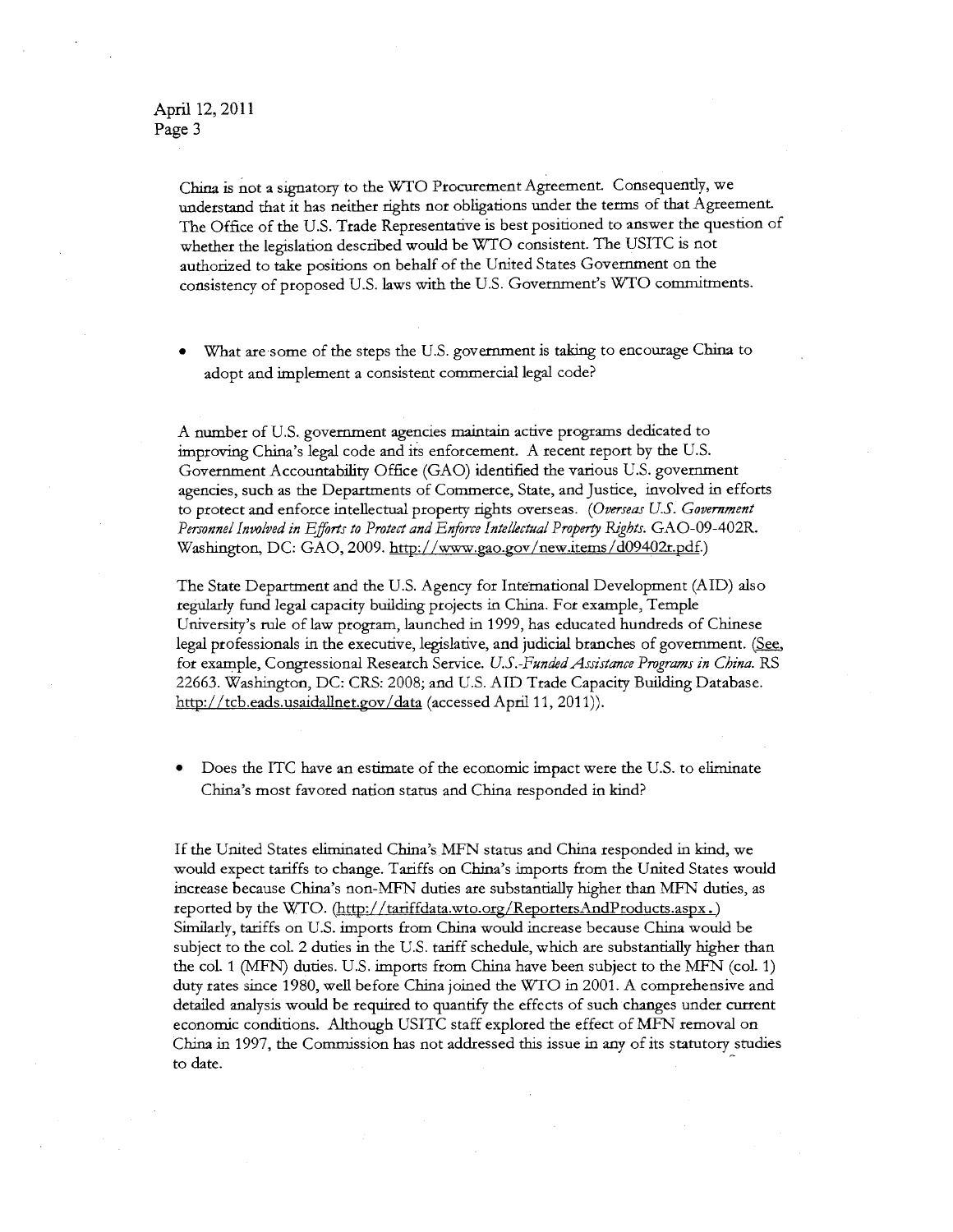China is not a signatory to the WTO Procurement Agreement. Consequently, we understand that it has neither rights nor obligations under the terms of that Agreement. The Office of the U.S. Trade Representative is best positioned to answer the question of whether the legislation described would be WTO consistent. The USITC is not authorized to take positions on behalf of the United States Government on the consistency of proposed U.S. laws with the U.S. Government's WTO commitments.

- What are some of the steps the U.S. government is taking to encourage China to adopt and implement a consistent commercial legal code?

A number of U.S. government agencies maintain active programs dedicated to improving China's legal code and its enforcement. A recent report by the U.S. Government Accountability Office (GAO) identified the various U.S. government agencies, such as the Departments of Commerce, State, and Justice, involved in efforts to protect and enforce intellectual property rights overseas. (*Overseas U.S. Government Personnel Involved in Efforts to Protect and Enforce Intellectual Property Rights.* GAO-09-402R. Washington, DC: GAO, 2009. http://www.gao.gov/new.items/d09402r.pdf.)

The State Department and the U.S. Agency for International Development (AID) also regularly fund legal capacity building projects in China. For example, Temple University's rule of law program, launched in 1999, has educated hundreds of Chinese legal professionals in the executive, legislative, and judicial branches of government. (See, for example, Congressional Research Service. *U.S.-Funded Assistance Programs in China.* RS 22663. Washington, DC: CRS: 2008; and U.S. AID Trade Capacity Building Database. http://tcb.eads.usaidallnet.gov/data (accessed April 11, 2011)).

- Does the ITC have an estimate of the economic impact were the U.S. to eliminate China's most favored nation status and China responded in kind?

If the United States eliminated China's MFN status and China responded in kind, we would expect tariffs to change. Tariffs on China's imports from the United States would increase because China's non-MFN duties are substantially higher than MFN duties, as reported by the WTO. (http://tariffdata.wto.org/ReportersAndProducts.aspx.) Similarly, tariffs on U.S. imports from China would increase because China would be subject to the col. 2 duties in the U.S. tariff schedule, which are substantially higher than the col. 1 (MFN) duties. U.S. imports from China have been subject to the MFN (col. 1) duty rates since 1980, well before China joined the WTO in 2001. A comprehensive and detailed analysis would be required to quantify the effects of such changes under current economic conditions. Although USITC staff explored the effect of MFN removal on China in 1997, the Commission has not addressed this issue in any of its statutory studies to date.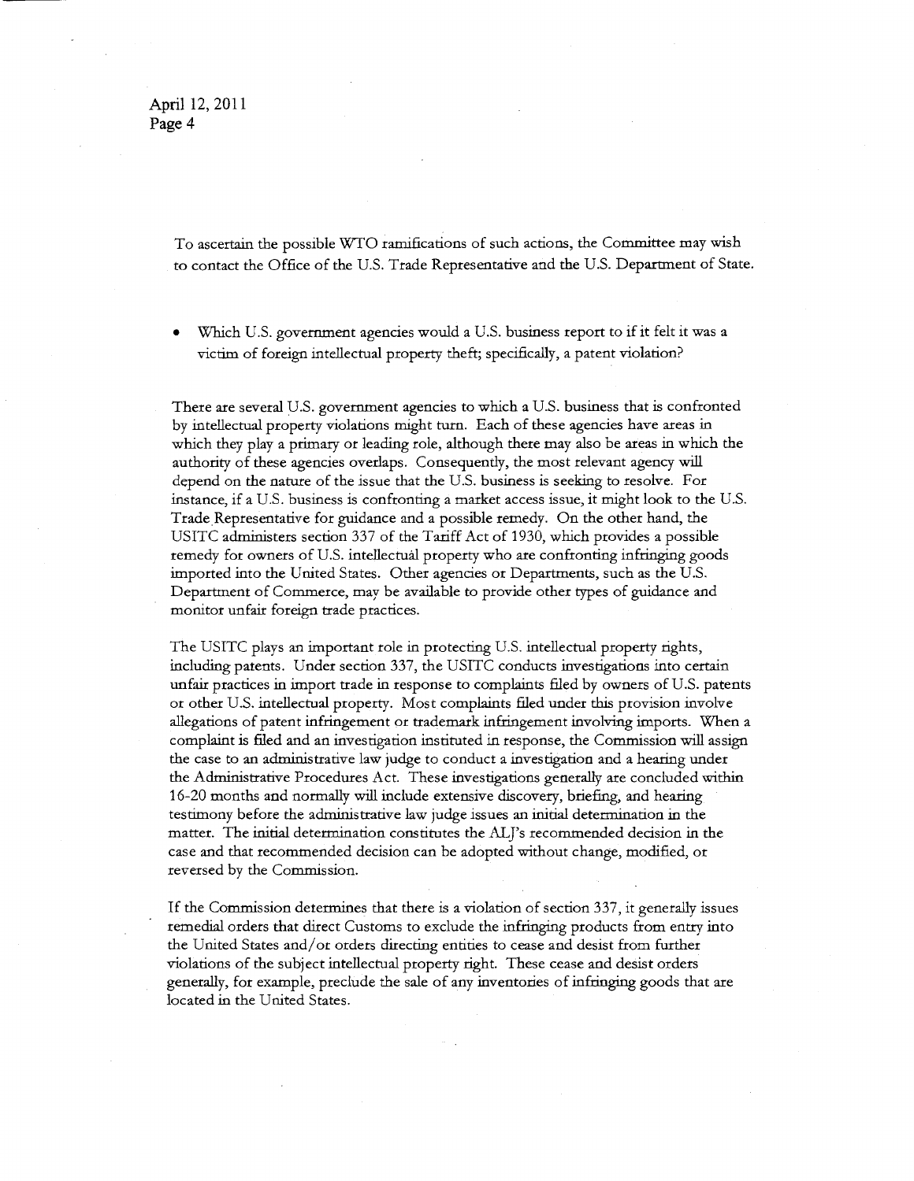To ascertain the possible WTO ramifications of such actions, the Committee may wish to contact the Office of the U.S. Trade Representative and the U.S. Department of State.

- Which U.S. government agencies would a U.S. business report to if it felt it was a victim of foreign intellectual property theft; specifically, a patent violation?

There are several U.S. government agencies to which a U.S. business that is confronted by intellectual property violations might turn. Each of these agencies have areas in which they play a primary or leading role, although there may also be areas in which the authority of these agencies overlaps. Consequently, the most relevant agency will depend on the nature of the issue that the U.S. business is seeking to resolve. For instance, if a U.S. business is confronting a market access issue, it might look to the U.S. Trade Representative for guidance and a possible remedy. On the other hand, the USITC administers section 337 of the Tariff Act of 1930, which provides a possible remedy for owners of U.S. intellectual property who are confronting infringing goods imported into the United States. Other agencies or Departments, such as the U.S. Department of Commerce, may be available to provide other types of guidance and monitor unfair foreign trade practices.

The USITC plays an important role in protecting U.S. intellectual property rights, including patents. Under section 337, the USITC conducts investigations into certain unfair practices in import trade in response to complaints filed by owners of U.S. patents or other U.S. intellectual property. Most complaints filed under this provision involve allegations of patent infringement or trademark infringement involving imports. When a complaint is filed and an investigation instituted in response, the Commission will assign the case to an administrative law judge to conduct a investigation and a hearing under the Administrative Procedures Act. These investigations generally are concluded within 16-20 months and normally will include extensive discovery, briefing, and hearing testimony before the administrative law judge issues an initial determination in the matter. The initial determination constitutes the ALJ's recommended decision in the case and that recommended decision can be adopted without change, modified, or reversed by the Commission.

If the Commission determines that there is a violation of section 337, it generally issues remedial orders that direct Customs to exclude the infringing products from entry into the United States and/or orders directing entities to cease and desist from further violations of the subject intellectual property right. These cease and desist orders generally, for example, preclude the sale of any inventories of infringing goods that are located in the United States.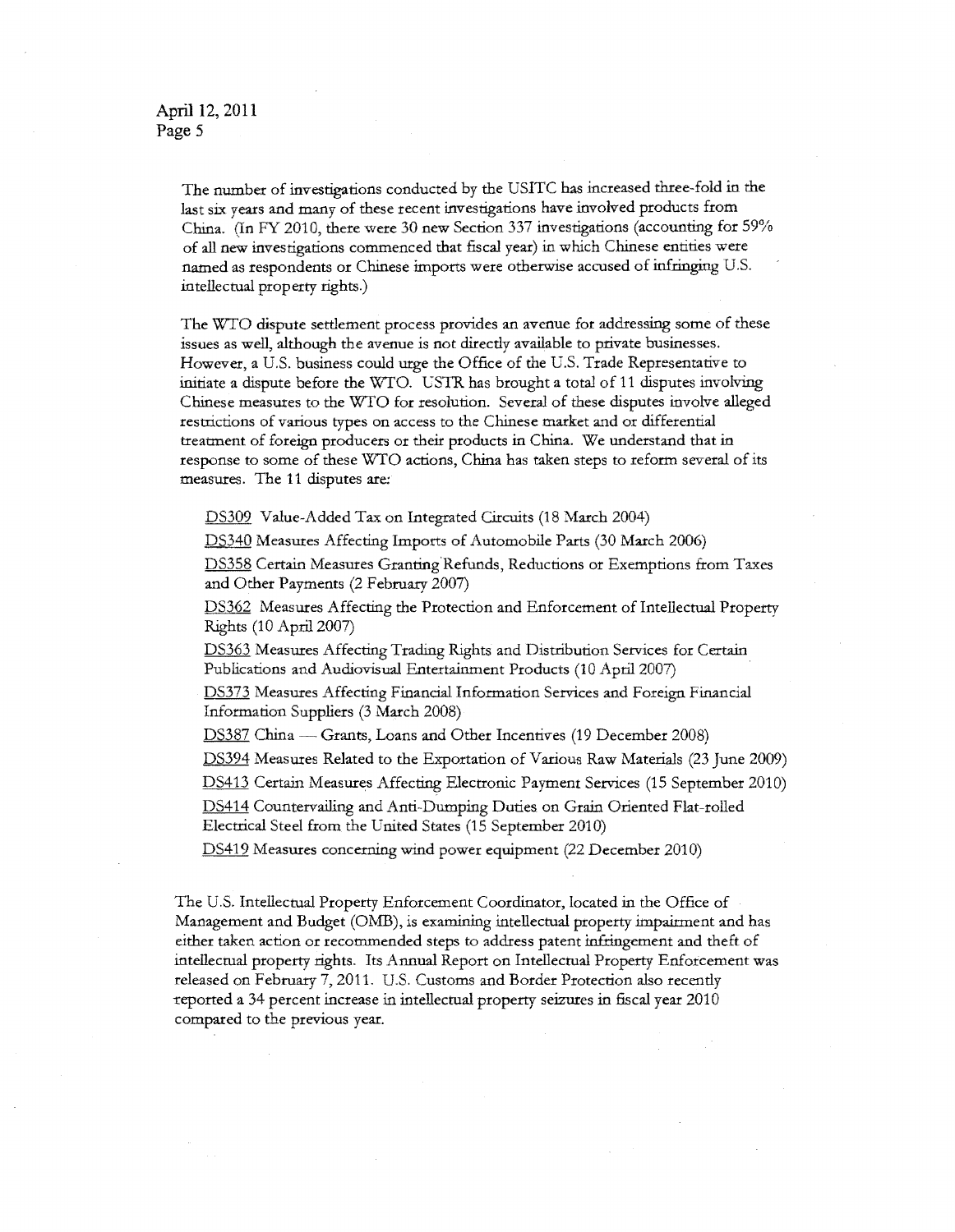The number of investigations conducted by the USITC has increased three-fold in the last six years and many of these recent investigations have involved products from China. (In FY 2010, there were 30 new Section 337 investigations (accounting for 59% of all new investigations commenced that fiscal year) in which Chinese entities were named as respondents or Chinese imports were otherwise accused of infringing U.S. intellectual property rights.)

The WTO dispute settlement process provides an avenue for addressing some of these issues as well, although the avenue is not directly available to private businesses. However, a U.S. business could urge the Office of the U.S. Trade Representative to initiate a dispute before the WTO. USTR has brought a total of 11 disputes involving Chinese measures to the WTO for resolution. Several of these disputes involve alleged restrictions of various types on access to the Chinese market and or differential treatment of foreign producers or their products in China. We understand that in response to some of these WTO actions, China has taken steps to reform several of its measures. The 11 disputes are:

DS309 Value-Added Tax on Integrated Circuits (18 March 2004)

DS340 Measures Affecting Imports of Automobile Parts (30 March 2006)

DS358 Certain Measures Granting Refunds, Reductions or Exemptions from Taxes and Other Payments (2 February 2007)

DS362 Measures Affecting the Protection and Enforcement of Intellectual Property Rights (10 April 2007)

DS363 Measures Affecting Trading Rights and Distribution Services for Certain Publications and Audiovisual Entertainment Products (10 April 2007)

DS373 Measures Affecting Financial Information Services and Foreign Financial Information Suppliers (3 March 2008)

DS387 China — Grants, Loans and Other Incentives (19 December 2008)

DS394 Measures Related to the Exportation of Various Raw Materials (23 June 2009)

DS413 Certain Measures Affecting Electronic Payment Services (15 September 2010)

DS414 Countervailing and Anti-Dumping Duties on Grain Oriented Flat-rolled Electrical Steel from the United States (15 September 2010)

DS419 Measures concerning wind power equipment (22 December 2010)

The U.S. Intellectual Property Enforcement Coordinator, located in the Office of Management and Budget (OMB), is examining intellectual property impairment and has either taken action or recommended steps to address patent infringement and theft of intellectual property rights. Its Annual Report on Intellectual Property Enforcement was released on February 7, 2011. U.S. Customs and Border Protection also recently reported a 34 percent increase in intellectual property seizures in fiscal year 2010 compared to the previous year.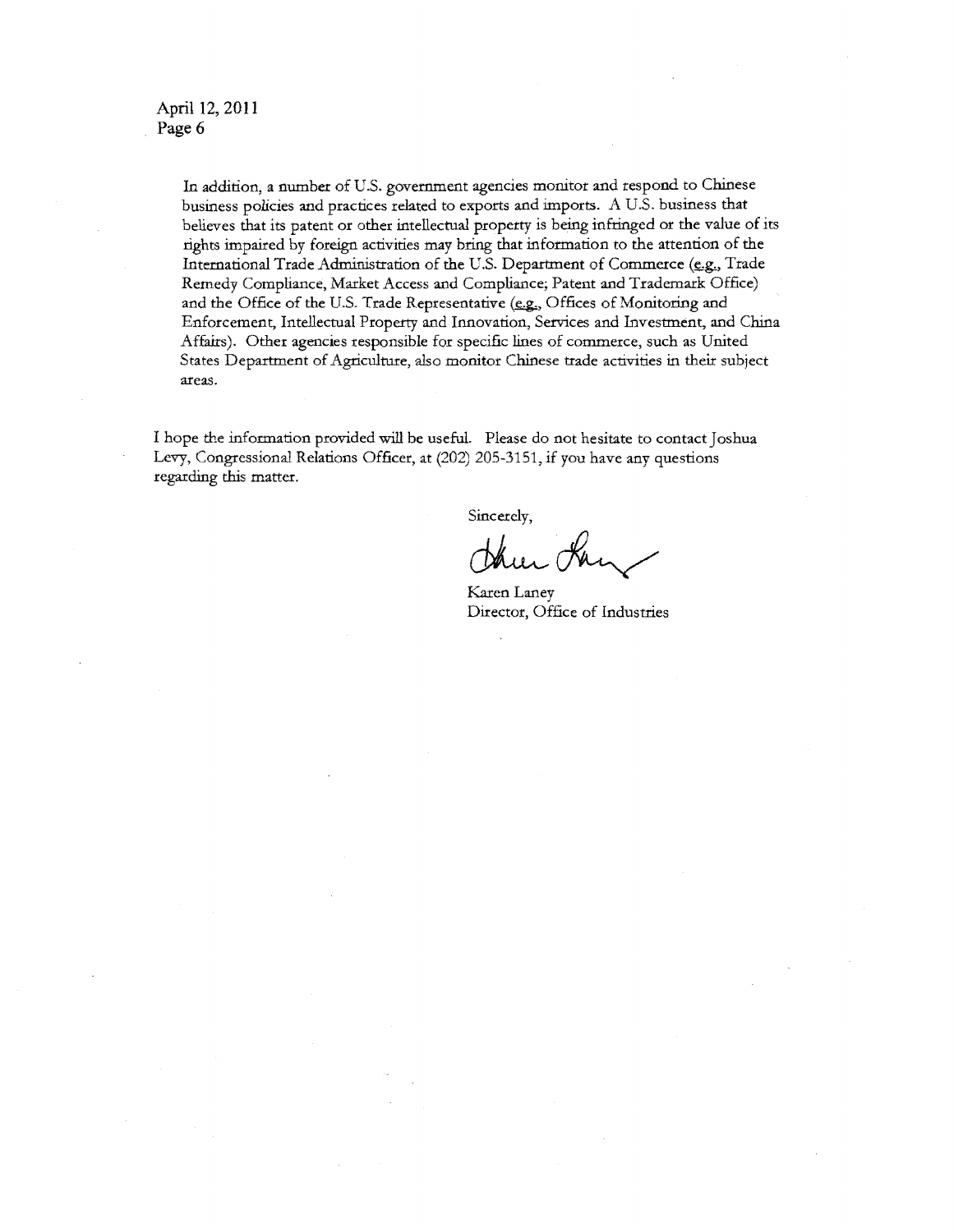In addition, a number of U.S. government agencies monitor and respond to Chinese business policies and practices related to exports and imports. A U.S. business that believes that its patent or other intellectual property is being infringed or the value of its rights impaired by foreign activities may bring that information to the attention of the International Trade Administration of the U.S. Department of Commerce (e.g., Trade Remedy Compliance, Market Access and Compliance; Patent and Trademark Office) and the Office of the U.S. Trade Representative (e.g., Offices of Monitoring and Enforcement, Intellectual Property and Innovation, Services and Investment, and China Affairs). Other agencies responsible for specific lines of commerce, such as United States Department of Agriculture, also monitor Chinese trade activities in their subject areas.

I hope the information provided will be useful. Please do not hesitate to contact Joshua Levy, Congressional Relations Officer, at (202) 205-3151, if you have any questions regarding this matter.

Sincerely,

Karen Laney
Director, Office of Industries